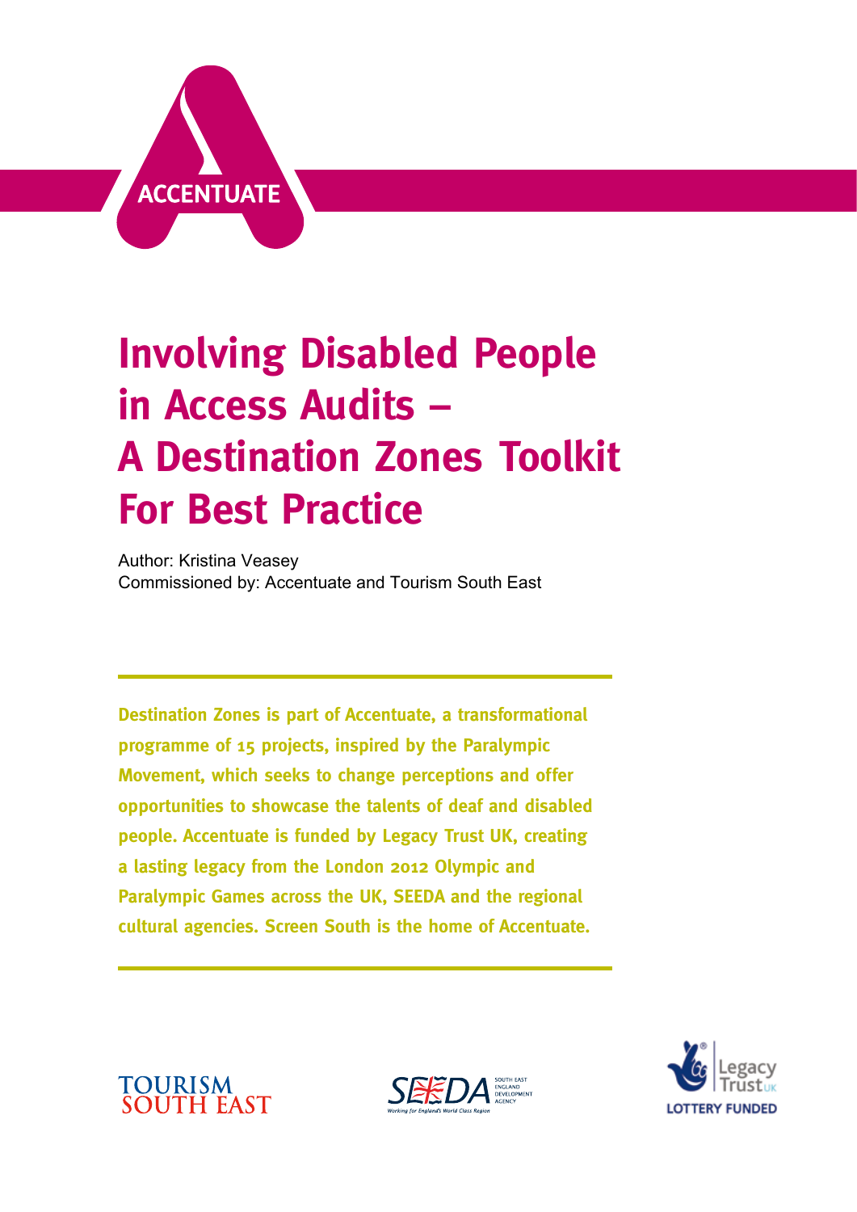ACCENTUATE

# Involving Disabled People in Access Audits – A Destination Zones Toolkit For Best Practice

Author: Kristina Veasey
Commissioned by: Accentuate and Tourism South East

---

**Destination Zones is part of Accentuate, a transformational programme of 15 projects, inspired by the Paralympic Movement, which seeks to change perceptions and offer opportunities to showcase the talents of deaf and disabled people. Accentuate is funded by Legacy Trust UK, creating a lasting legacy from the London 2012 Olympic and Paralympic Games across the UK, SEEDA and the regional cultural agencies. Screen South is the home of Accentuate.**

---

TOURISM SOUTH EAST

SEEDA South East England Development Agency – Working for England's World Class Region

Legacy Trust UK – LOTTERY FUNDED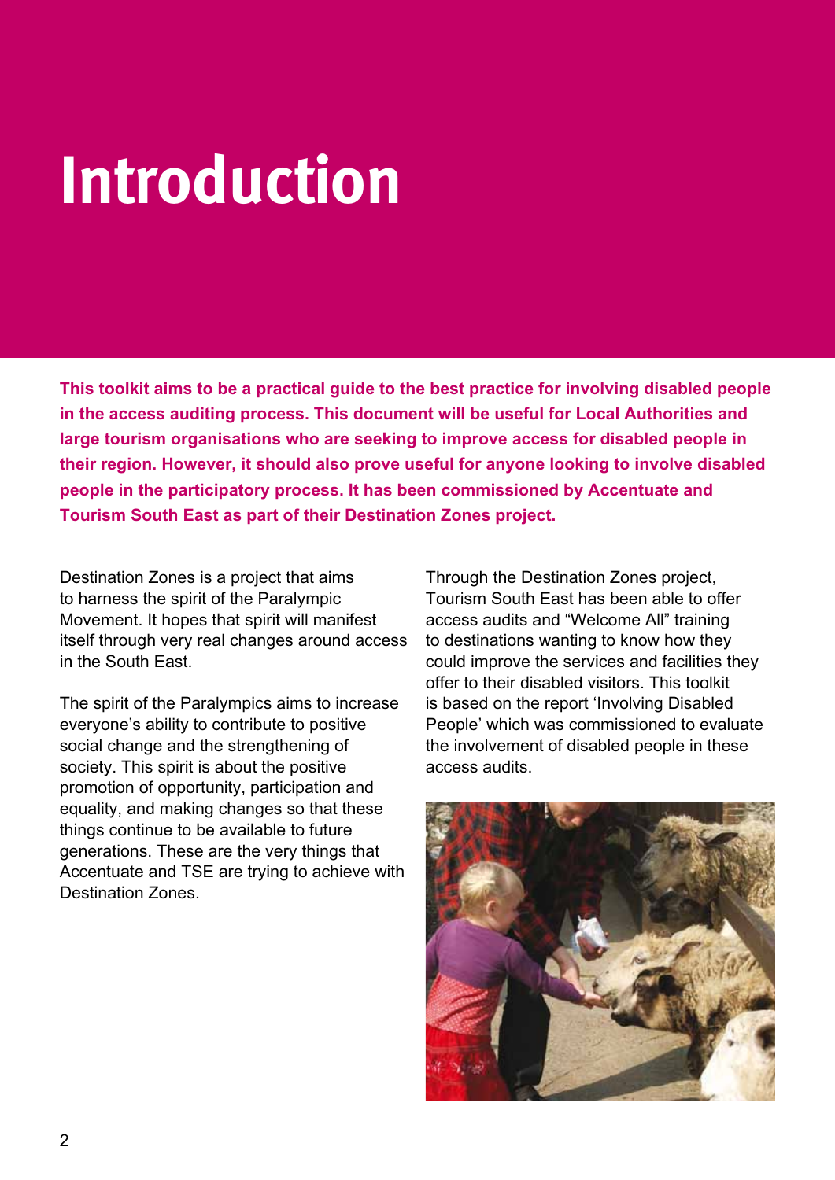# Introduction

**This toolkit aims to be a practical guide to the best practice for involving disabled people in the access auditing process. This document will be useful for Local Authorities and large tourism organisations who are seeking to improve access for disabled people in their region. However, it should also prove useful for anyone looking to involve disabled people in the participatory process. It has been commissioned by Accentuate and Tourism South East as part of their Destination Zones project.**

Destination Zones is a project that aims to harness the spirit of the Paralympic Movement. It hopes that spirit will manifest itself through very real changes around access in the South East.

The spirit of the Paralympics aims to increase everyone's ability to contribute to positive social change and the strengthening of society. This spirit is about the positive promotion of opportunity, participation and equality, and making changes so that these things continue to be available to future generations. These are the very things that Accentuate and TSE are trying to achieve with Destination Zones.

Through the Destination Zones project, Tourism South East has been able to offer access audits and "Welcome All" training to destinations wanting to know how they could improve the services and facilities they offer to their disabled visitors. This toolkit is based on the report 'Involving Disabled People' which was commissioned to evaluate the involvement of disabled people in these access audits.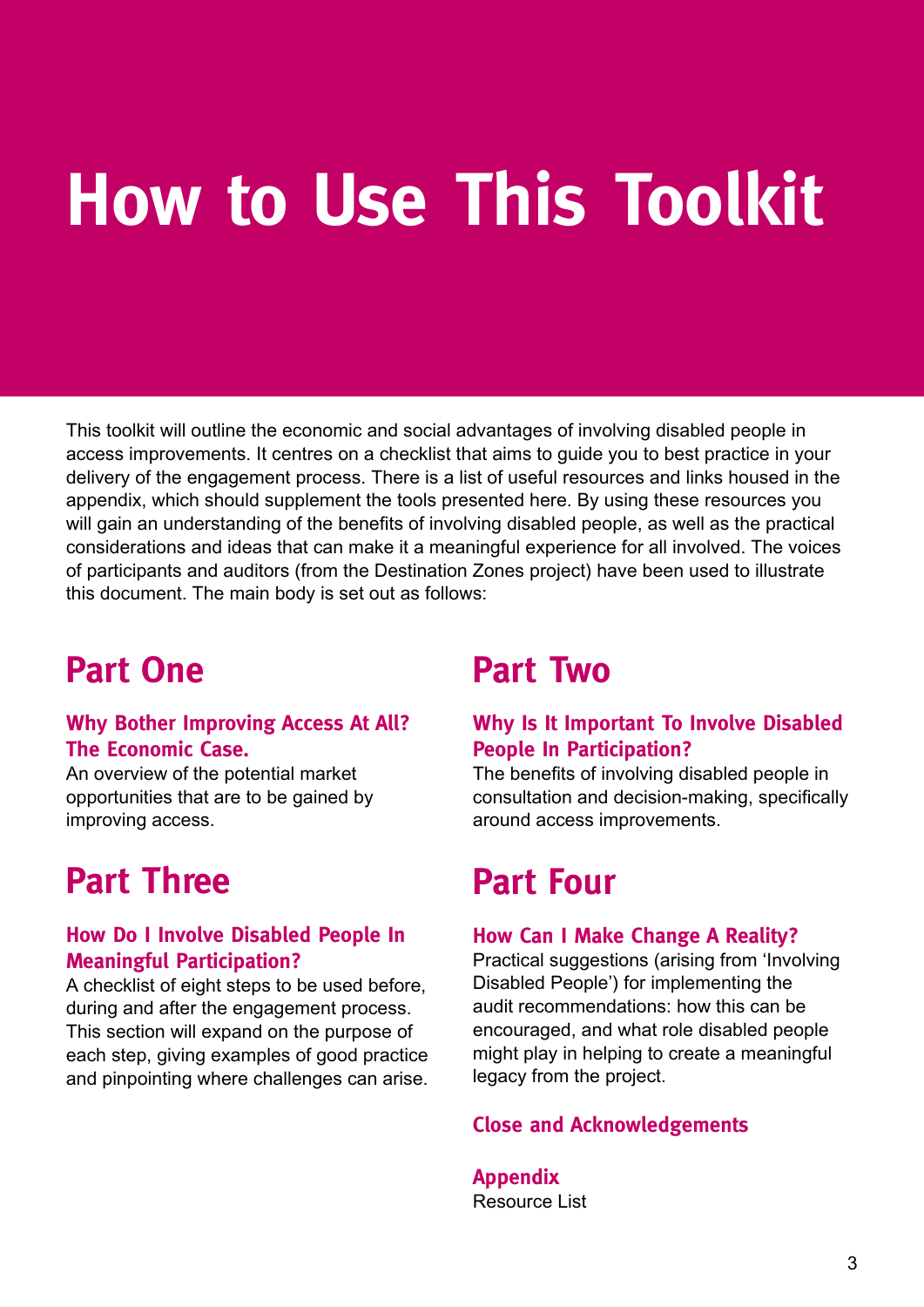# How to Use This Toolkit

This toolkit will outline the economic and social advantages of involving disabled people in access improvements. It centres on a checklist that aims to guide you to best practice in your delivery of the engagement process. There is a list of useful resources and links housed in the appendix, which should supplement the tools presented here. By using these resources you will gain an understanding of the benefits of involving disabled people, as well as the practical considerations and ideas that can make it a meaningful experience for all involved. The voices of participants and auditors (from the Destination Zones project) have been used to illustrate this document. The main body is set out as follows:

## Part One

### Why Bother Improving Access At All? The Economic Case.

An overview of the potential market opportunities that are to be gained by improving access.

## Part Two

### Why Is It Important To Involve Disabled People In Participation?

The benefits of involving disabled people in consultation and decision-making, specifically around access improvements.

## Part Three

### How Do I Involve Disabled People In Meaningful Participation?

A checklist of eight steps to be used before, during and after the engagement process. This section will expand on the purpose of each step, giving examples of good practice and pinpointing where challenges can arise.

## Part Four

### How Can I Make Change A Reality?

Practical suggestions (arising from 'Involving Disabled People') for implementing the audit recommendations: how this can be encouraged, and what role disabled people might play in helping to create a meaningful legacy from the project.

### Close and Acknowledgements

### Appendix

Resource List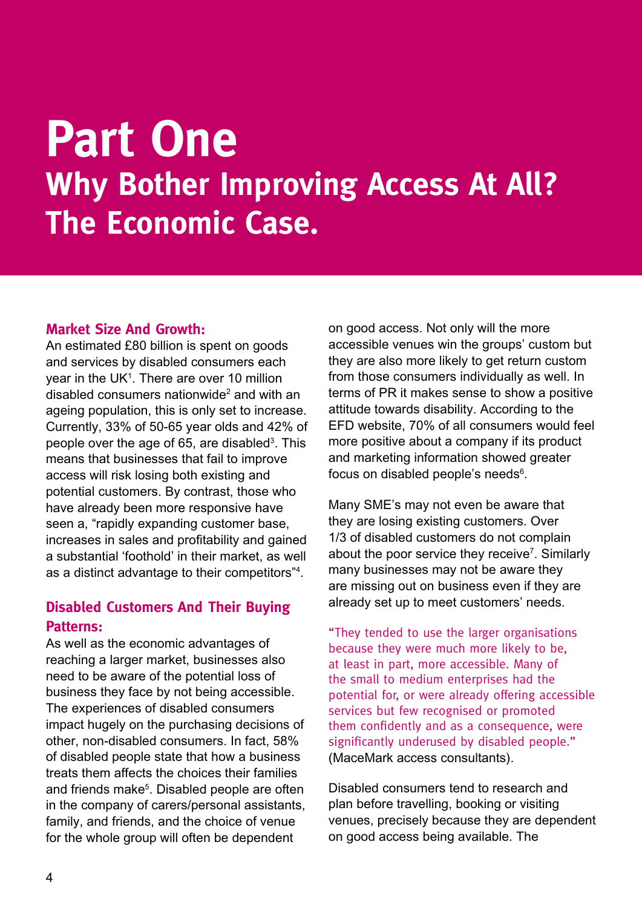# Part One
## Why Bother Improving Access At All? The Economic Case.

### Market Size And Growth:

An estimated £80 billion is spent on goods and services by disabled consumers each year in the UK[1]. There are over 10 million disabled consumers nationwide[2] and with an ageing population, this is only set to increase. Currently, 33% of 50-65 year olds and 42% of people over the age of 65, are disabled[3]. This means that businesses that fail to improve access will risk losing both existing and potential customers. By contrast, those who have already been more responsive have seen a, "rapidly expanding customer base, increases in sales and profitability and gained a substantial 'foothold' in their market, as well as a distinct advantage to their competitors"[4].

### Disabled Customers And Their Buying Patterns:

As well as the economic advantages of reaching a larger market, businesses also need to be aware of the potential loss of business they face by not being accessible. The experiences of disabled consumers impact hugely on the purchasing decisions of other, non-disabled consumers. In fact, 58% of disabled people state that how a business treats them affects the choices their families and friends make[5]. Disabled people are often in the company of carers/personal assistants, family, and friends, and the choice of venue for the whole group will often be dependent on good access. Not only will the more accessible venues win the groups' custom but they are also more likely to get return custom from those consumers individually as well. In terms of PR it makes sense to show a positive attitude towards disability. According to the EFD website, 70% of all consumers would feel more positive about a company if its product and marketing information showed greater focus on disabled people's needs[6].

Many SME's may not even be aware that they are losing existing customers. Over 1/3 of disabled customers do not complain about the poor service they receive[7]. Similarly many businesses may not be aware they are missing out on business even if they are already set up to meet customers' needs.

"They tended to use the larger organisations because they were much more likely to be, at least in part, more accessible. Many of the small to medium enterprises had the potential for, or were already offering accessible services but few recognised or promoted them confidently and as a consequence, were significantly underused by disabled people." (MaceMark access consultants).

Disabled consumers tend to research and plan before travelling, booking or visiting venues, precisely because they are dependent on good access being available. The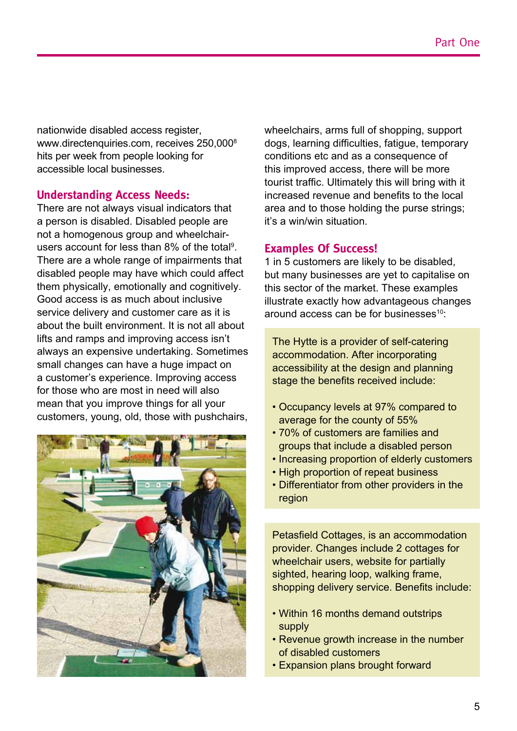nationwide disabled access register, www.directenquiries.com, receives 250,000[8] hits per week from people looking for accessible local businesses.

## Understanding Access Needs:

There are not always visual indicators that a person is disabled. Disabled people are not a homogenous group and wheelchair-users account for less than 8% of the total[9]. There are a whole range of impairments that disabled people may have which could affect them physically, emotionally and cognitively. Good access is as much about inclusive service delivery and customer care as it is about the built environment. It is not all about lifts and ramps and improving access isn't always an expensive undertaking. Sometimes small changes can have a huge impact on a customer's experience. Improving access for those who are most in need will also mean that you improve things for all your customers, young, old, those with pushchairs, wheelchairs, arms full of shopping, support dogs, learning difficulties, fatigue, temporary conditions etc and as a consequence of this improved access, there will be more tourist traffic. Ultimately this will bring with it increased revenue and benefits to the local area and to those holding the purse strings; it's a win/win situation.

## Examples Of Success!

1 in 5 customers are likely to be disabled, but many businesses are yet to capitalise on this sector of the market. These examples illustrate exactly how advantageous changes around access can be for businesses[10]:

The Hytte is a provider of self-catering accommodation. After incorporating accessibility at the design and planning stage the benefits received include:

- Occupancy levels at 97% compared to average for the county of 55%
- 70% of customers are families and groups that include a disabled person
- Increasing proportion of elderly customers
- High proportion of repeat business
- Differentiator from other providers in the region

Petasfield Cottages, is an accommodation provider. Changes include 2 cottages for wheelchair users, website for partially sighted, hearing loop, walking frame, shopping delivery service. Benefits include:

- Within 16 months demand outstrips supply
- Revenue growth increase in the number of disabled customers
- Expansion plans brought forward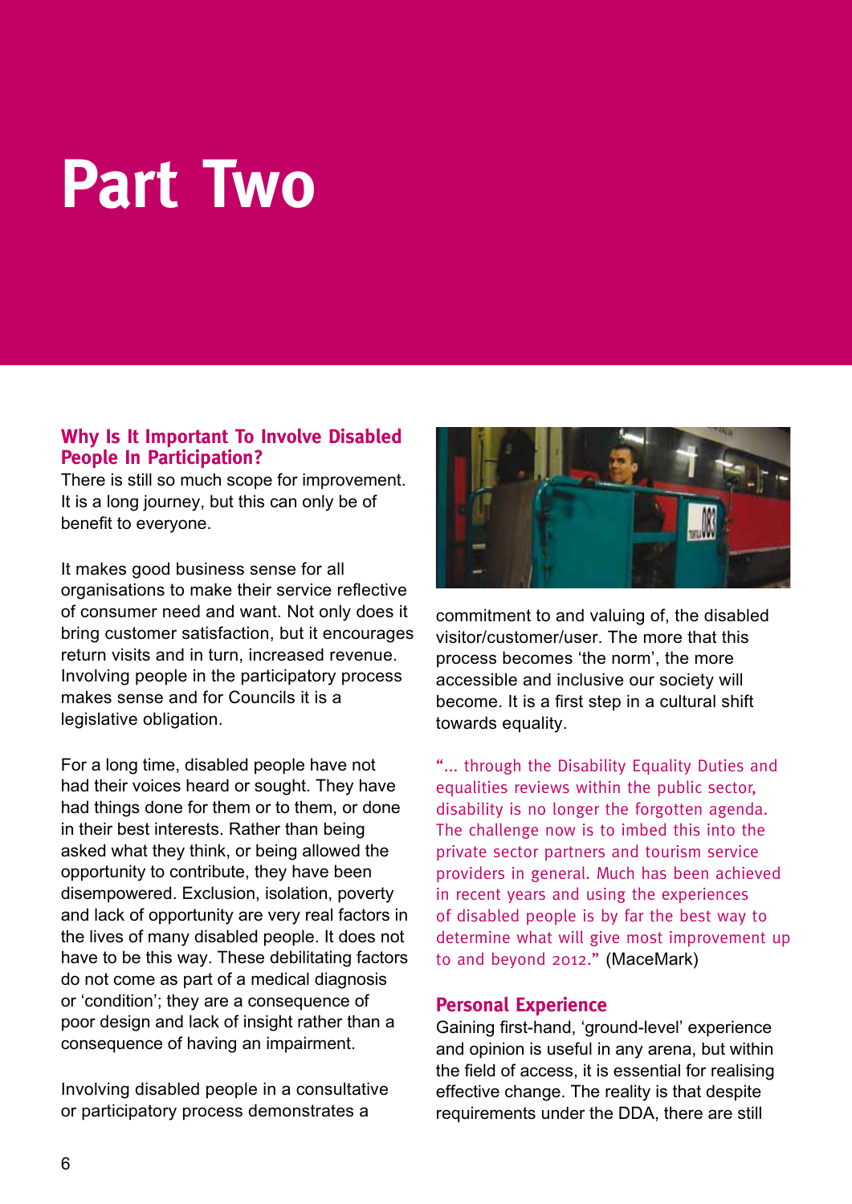# Part Two

## Why Is It Important To Involve Disabled People In Participation?

There is still so much scope for improvement. It is a long journey, but this can only be of benefit to everyone.

It makes good business sense for all organisations to make their service reflective of consumer need and want. Not only does it bring customer satisfaction, but it encourages return visits and in turn, increased revenue. Involving people in the participatory process makes sense and for Councils it is a legislative obligation.

For a long time, disabled people have not had their voices heard or sought. They have had things done for them or to them, or done in their best interests. Rather than being asked what they think, or being allowed the opportunity to contribute, they have been disempowered. Exclusion, isolation, poverty and lack of opportunity are very real factors in the lives of many disabled people. It does not have to be this way. These debilitating factors do not come as part of a medical diagnosis or 'condition'; they are a consequence of poor design and lack of insight rather than a consequence of having an impairment.

Involving disabled people in a consultative or participatory process demonstrates a commitment to and valuing of, the disabled visitor/customer/user. The more that this process becomes 'the norm', the more accessible and inclusive our society will become. It is a first step in a cultural shift towards equality.

"... through the Disability Equality Duties and equalities reviews within the public sector, disability is no longer the forgotten agenda. The challenge now is to imbed this into the private sector partners and tourism service providers in general. Much has been achieved in recent years and using the experiences of disabled people is by far the best way to determine what will give most improvement up to and beyond 2012." (MaceMark)

## Personal Experience

Gaining first-hand, 'ground-level' experience and opinion is useful in any arena, but within the field of access, it is essential for realising effective change. The reality is that despite requirements under the DDA, there are still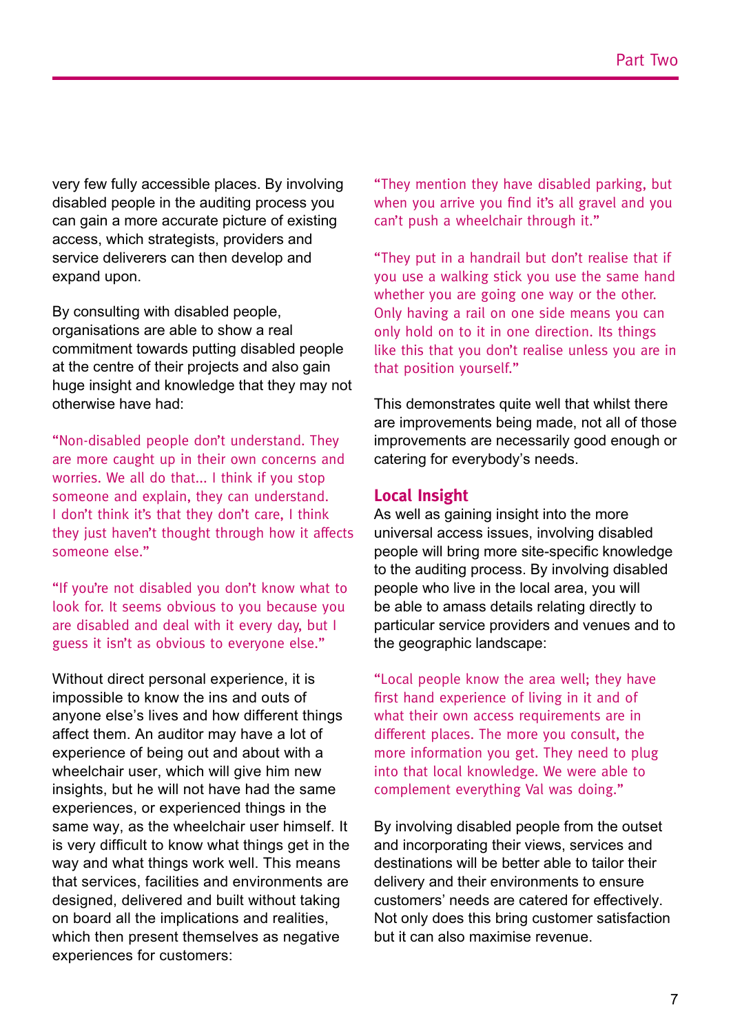very few fully accessible places. By involving disabled people in the auditing process you can gain a more accurate picture of existing access, which strategists, providers and service deliverers can then develop and expand upon.

By consulting with disabled people, organisations are able to show a real commitment towards putting disabled people at the centre of their projects and also gain huge insight and knowledge that they may not otherwise have had:

"Non-disabled people don't understand. They are more caught up in their own concerns and worries. We all do that... I think if you stop someone and explain, they can understand. I don't think it's that they don't care, I think they just haven't thought through how it affects someone else."

"If you're not disabled you don't know what to look for. It seems obvious to you because you are disabled and deal with it every day, but I guess it isn't as obvious to everyone else."

Without direct personal experience, it is impossible to know the ins and outs of anyone else's lives and how different things affect them. An auditor may have a lot of experience of being out and about with a wheelchair user, which will give him new insights, but he will not have had the same experiences, or experienced things in the same way, as the wheelchair user himself. It is very difficult to know what things get in the way and what things work well. This means that services, facilities and environments are designed, delivered and built without taking on board all the implications and realities, which then present themselves as negative experiences for customers:

"They mention they have disabled parking, but when you arrive you find it's all gravel and you can't push a wheelchair through it."

"They put in a handrail but don't realise that if you use a walking stick you use the same hand whether you are going one way or the other. Only having a rail on one side means you can only hold on to it in one direction. Its things like this that you don't realise unless you are in that position yourself."

This demonstrates quite well that whilst there are improvements being made, not all of those improvements are necessarily good enough or catering for everybody's needs.

## Local Insight

As well as gaining insight into the more universal access issues, involving disabled people will bring more site-specific knowledge to the auditing process. By involving disabled people who live in the local area, you will be able to amass details relating directly to particular service providers and venues and to the geographic landscape:

"Local people know the area well; they have first hand experience of living in it and of what their own access requirements are in different places. The more you consult, the more information you get. They need to plug into that local knowledge. We were able to complement everything Val was doing."

By involving disabled people from the outset and incorporating their views, services and destinations will be better able to tailor their delivery and their environments to ensure customers' needs are catered for effectively. Not only does this bring customer satisfaction but it can also maximise revenue.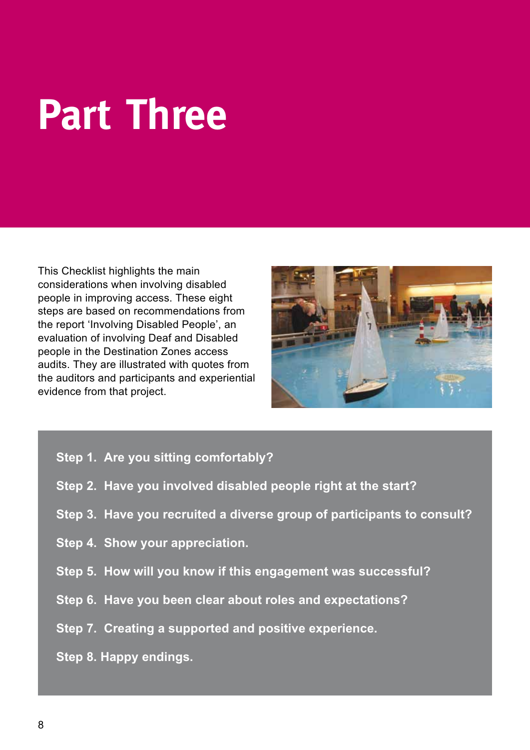# Part Three

This Checklist highlights the main considerations when involving disabled people in improving access. These eight steps are based on recommendations from the report 'Involving Disabled People', an evaluation of involving Deaf and Disabled people in the Destination Zones access audits. They are illustrated with quotes from the auditors and participants and experiential evidence from that project.

**Step 1. Are you sitting comfortably?**

**Step 2. Have you involved disabled people right at the start?**

**Step 3. Have you recruited a diverse group of participants to consult?**

**Step 4. Show your appreciation.**

**Step 5. How will you know if this engagement was successful?**

**Step 6. Have you been clear about roles and expectations?**

**Step 7. Creating a supported and positive experience.**

**Step 8. Happy endings.**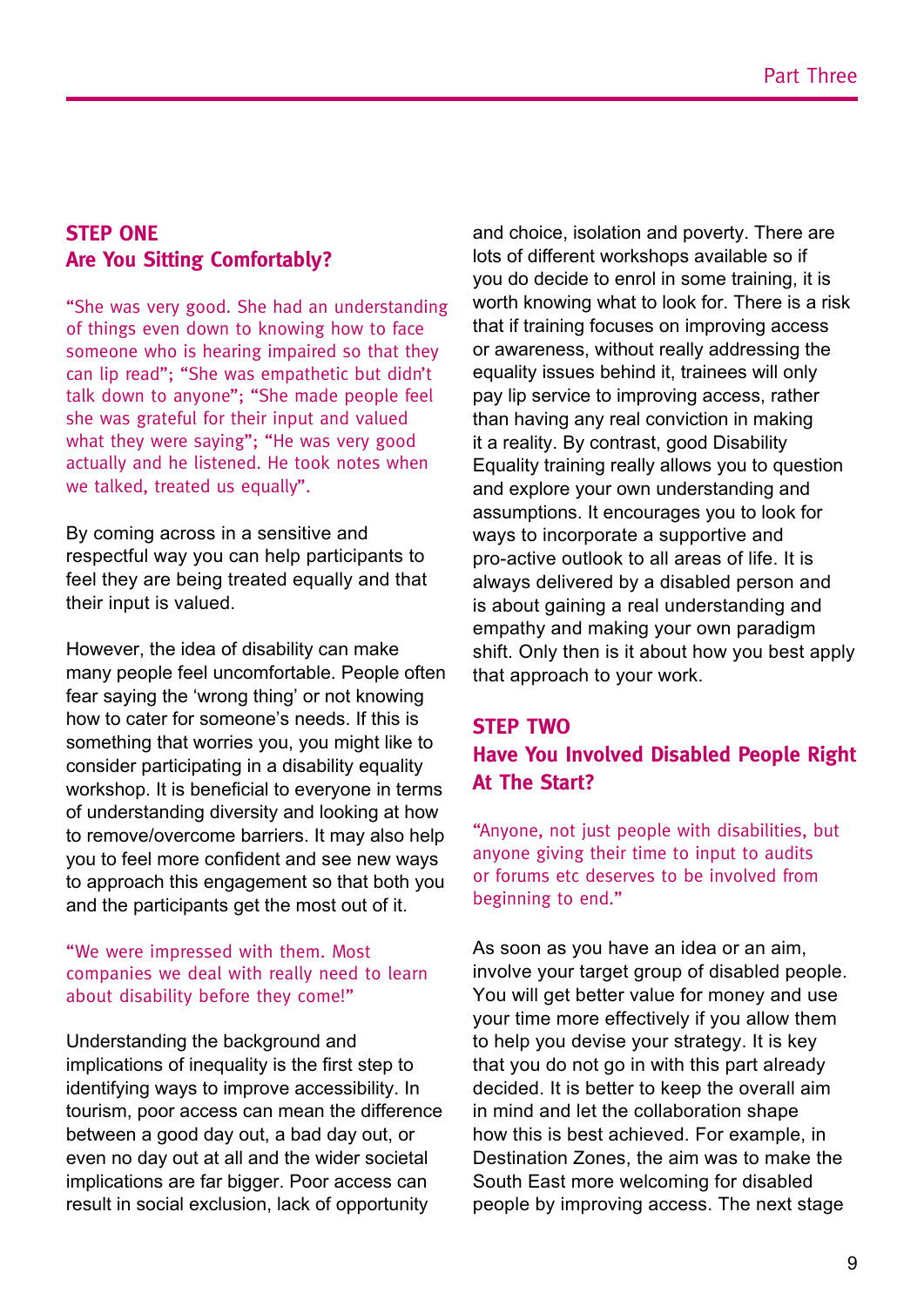## STEP ONE
## Are You Sitting Comfortably?

"She was very good. She had an understanding of things even down to knowing how to face someone who is hearing impaired so that they can lip read"; "She was empathetic but didn't talk down to anyone"; "She made people feel she was grateful for their input and valued what they were saying"; "He was very good actually and he listened. He took notes when we talked, treated us equally".

By coming across in a sensitive and respectful way you can help participants to feel they are being treated equally and that their input is valued.

However, the idea of disability can make many people feel uncomfortable. People often fear saying the 'wrong thing' or not knowing how to cater for someone's needs. If this is something that worries you, you might like to consider participating in a disability equality workshop. It is beneficial to everyone in terms of understanding diversity and looking at how to remove/overcome barriers. It may also help you to feel more confident and see new ways to approach this engagement so that both you and the participants get the most out of it.

"We were impressed with them. Most companies we deal with really need to learn about disability before they come!"

Understanding the background and implications of inequality is the first step to identifying ways to improve accessibility. In tourism, poor access can mean the difference between a good day out, a bad day out, or even no day out at all and the wider societal implications are far bigger. Poor access can result in social exclusion, lack of opportunity and choice, isolation and poverty. There are lots of different workshops available so if you do decide to enrol in some training, it is worth knowing what to look for. There is a risk that if training focuses on improving access or awareness, without really addressing the equality issues behind it, trainees will only pay lip service to improving access, rather than having any real conviction in making it a reality. By contrast, good Disability Equality training really allows you to question and explore your own understanding and assumptions. It encourages you to look for ways to incorporate a supportive and pro-active outlook to all areas of life. It is always delivered by a disabled person and is about gaining a real understanding and empathy and making your own paradigm shift. Only then is it about how you best apply that approach to your work.

## STEP TWO
## Have You Involved Disabled People Right At The Start?

"Anyone, not just people with disabilities, but anyone giving their time to input to audits or forums etc deserves to be involved from beginning to end."

As soon as you have an idea or an aim, involve your target group of disabled people. You will get better value for money and use your time more effectively if you allow them to help you devise your strategy. It is key that you do not go in with this part already decided. It is better to keep the overall aim in mind and let the collaboration shape how this is best achieved. For example, in Destination Zones, the aim was to make the South East more welcoming for disabled people by improving access. The next stage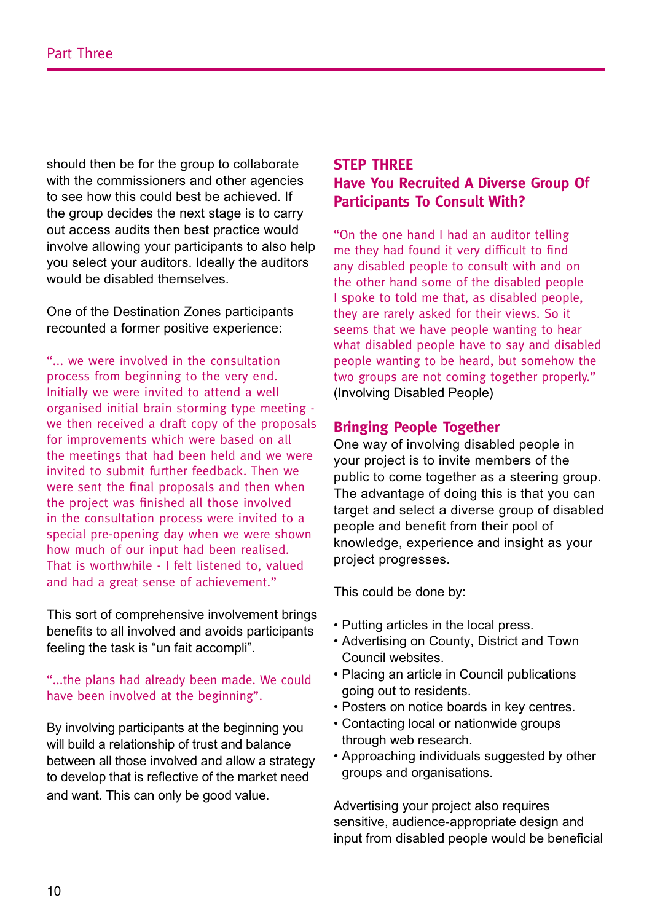should then be for the group to collaborate with the commissioners and other agencies to see how this could best be achieved. If the group decides the next stage is to carry out access audits then best practice would involve allowing your participants to also help you select your auditors. Ideally the auditors would be disabled themselves.

One of the Destination Zones participants recounted a former positive experience:

"... we were involved in the consultation process from beginning to the very end. Initially we were invited to attend a well organised initial brain storming type meeting - we then received a draft copy of the proposals for improvements which were based on all the meetings that had been held and we were invited to submit further feedback. Then we were sent the final proposals and then when the project was finished all those involved in the consultation process were invited to a special pre-opening day when we were shown how much of our input had been realised. That is worthwhile - I felt listened to, valued and had a great sense of achievement."

This sort of comprehensive involvement brings benefits to all involved and avoids participants feeling the task is "un fait accompli".

"...the plans had already been made. We could have been involved at the beginning".

By involving participants at the beginning you will build a relationship of trust and balance between all those involved and allow a strategy to develop that is reflective of the market need and want. This can only be good value.

## STEP THREE
## Have You Recruited A Diverse Group Of Participants To Consult With?

"On the one hand I had an auditor telling me they had found it very difficult to find any disabled people to consult with and on the other hand some of the disabled people I spoke to told me that, as disabled people, they are rarely asked for their views. So it seems that we have people wanting to hear what disabled people have to say and disabled people wanting to be heard, but somehow the two groups are not coming together properly." (Involving Disabled People)

### Bringing People Together

One way of involving disabled people in your project is to invite members of the public to come together as a steering group. The advantage of doing this is that you can target and select a diverse group of disabled people and benefit from their pool of knowledge, experience and insight as your project progresses.

This could be done by:

- Putting articles in the local press.
- Advertising on County, District and Town Council websites.
- Placing an article in Council publications going out to residents.
- Posters on notice boards in key centres.
- Contacting local or nationwide groups through web research.
- Approaching individuals suggested by other groups and organisations.

Advertising your project also requires sensitive, audience-appropriate design and input from disabled people would be beneficial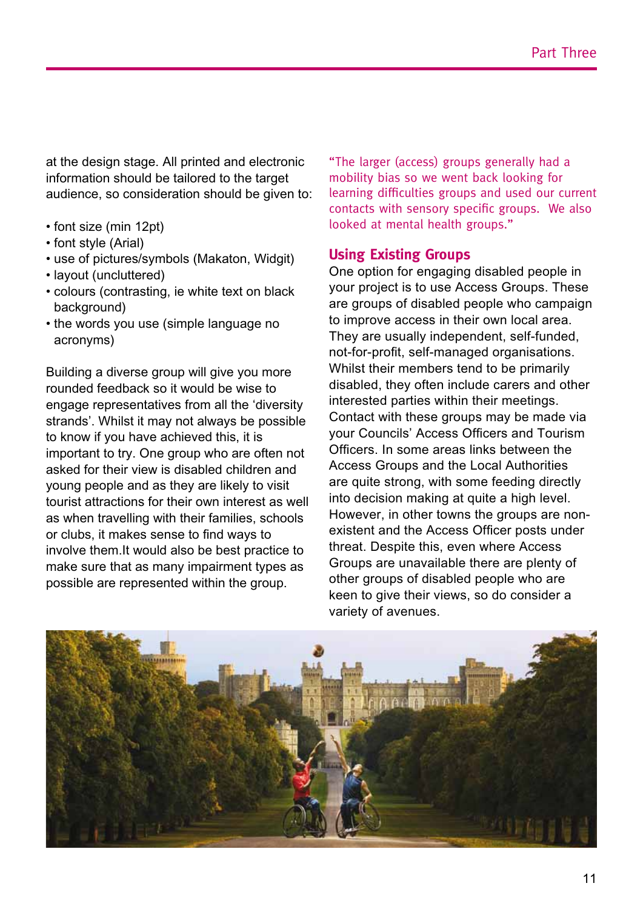at the design stage. All printed and electronic information should be tailored to the target audience, so consideration should be given to:

- font size (min 12pt)
- font style (Arial)
- use of pictures/symbols (Makaton, Widgit)
- layout (uncluttered)
- colours (contrasting, ie white text on black background)
- the words you use (simple language no acronyms)

Building a diverse group will give you more rounded feedback so it would be wise to engage representatives from all the 'diversity strands'. Whilst it may not always be possible to know if you have achieved this, it is important to try. One group who are often not asked for their view is disabled children and young people and as they are likely to visit tourist attractions for their own interest as well as when travelling with their families, schools or clubs, it makes sense to find ways to involve them.It would also be best practice to make sure that as many impairment types as possible are represented within the group.

"The larger (access) groups generally had a mobility bias so we went back looking for learning difficulties groups and used our current contacts with sensory specific groups. We also looked at mental health groups."

## Using Existing Groups

One option for engaging disabled people in your project is to use Access Groups. These are groups of disabled people who campaign to improve access in their own local area. They are usually independent, self-funded, not-for-profit, self-managed organisations. Whilst their members tend to be primarily disabled, they often include carers and other interested parties within their meetings. Contact with these groups may be made via your Councils' Access Officers and Tourism Officers. In some areas links between the Access Groups and the Local Authorities are quite strong, with some feeding directly into decision making at quite a high level. However, in other towns the groups are non-existent and the Access Officer posts under threat. Despite this, even where Access Groups are unavailable there are plenty of other groups of disabled people who are keen to give their views, so do consider a variety of avenues.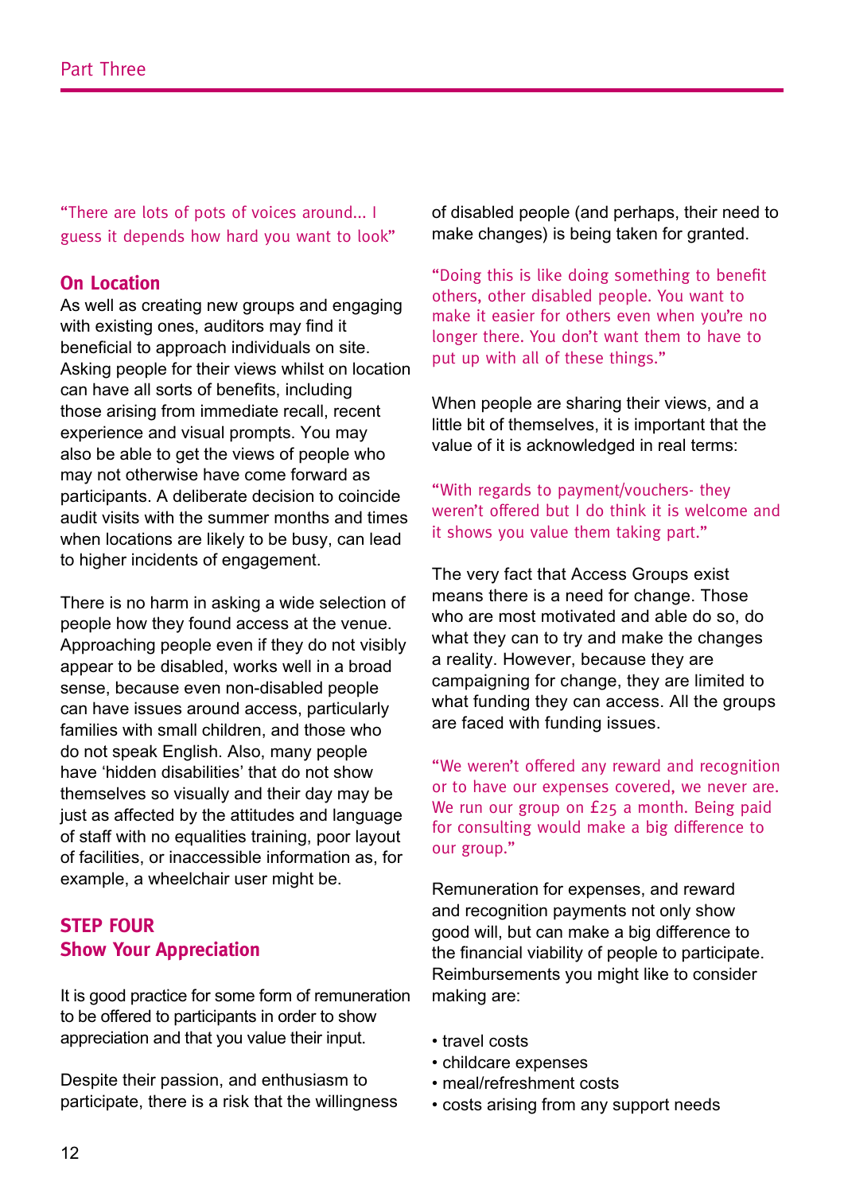"There are lots of pots of voices around... I guess it depends how hard you want to look"

### On Location

As well as creating new groups and engaging with existing ones, auditors may find it beneficial to approach individuals on site. Asking people for their views whilst on location can have all sorts of benefits, including those arising from immediate recall, recent experience and visual prompts. You may also be able to get the views of people who may not otherwise have come forward as participants. A deliberate decision to coincide audit visits with the summer months and times when locations are likely to be busy, can lead to higher incidents of engagement.

There is no harm in asking a wide selection of people how they found access at the venue. Approaching people even if they do not visibly appear to be disabled, works well in a broad sense, because even non-disabled people can have issues around access, particularly families with small children, and those who do not speak English. Also, many people have 'hidden disabilities' that do not show themselves so visually and their day may be just as affected by the attitudes and language of staff with no equalities training, poor layout of facilities, or inaccessible information as, for example, a wheelchair user might be.

## STEP FOUR
## Show Your Appreciation

It is good practice for some form of remuneration to be offered to participants in order to show appreciation and that you value their input.

Despite their passion, and enthusiasm to participate, there is a risk that the willingness of disabled people (and perhaps, their need to make changes) is being taken for granted.

"Doing this is like doing something to benefit others, other disabled people. You want to make it easier for others even when you're no longer there. You don't want them to have to put up with all of these things."

When people are sharing their views, and a little bit of themselves, it is important that the value of it is acknowledged in real terms:

"With regards to payment/vouchers- they weren't offered but I do think it is welcome and it shows you value them taking part."

The very fact that Access Groups exist means there is a need for change. Those who are most motivated and able do so, do what they can to try and make the changes a reality. However, because they are campaigning for change, they are limited to what funding they can access. All the groups are faced with funding issues.

"We weren't offered any reward and recognition or to have our expenses covered, we never are. We run our group on £25 a month. Being paid for consulting would make a big difference to our group."

Remuneration for expenses, and reward and recognition payments not only show good will, but can make a big difference to the financial viability of people to participate. Reimbursements you might like to consider making are:

- travel costs
- childcare expenses
- meal/refreshment costs
- costs arising from any support needs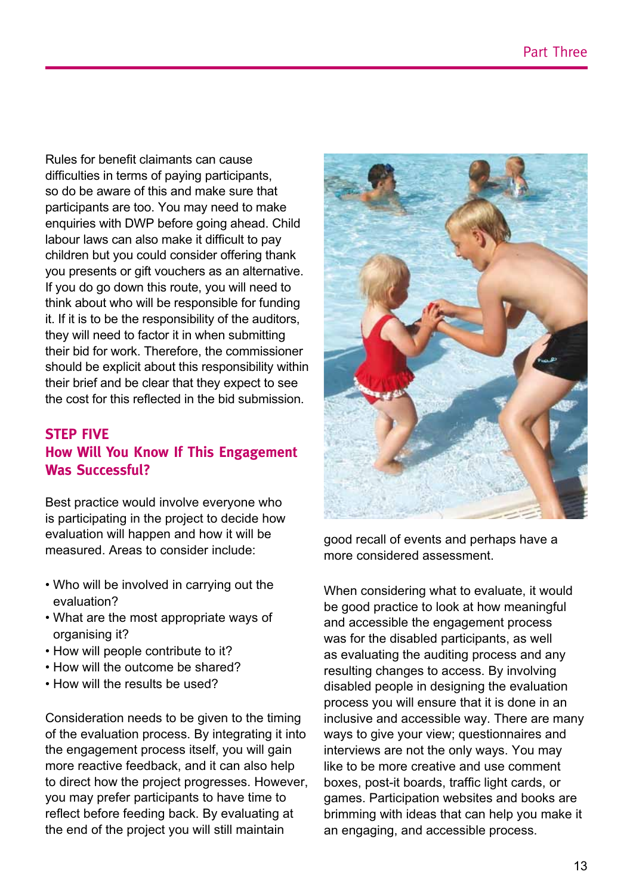Rules for benefit claimants can cause difficulties in terms of paying participants, so do be aware of this and make sure that participants are too. You may need to make enquiries with DWP before going ahead. Child labour laws can also make it difficult to pay children but you could consider offering thank you presents or gift vouchers as an alternative. If you do go down this route, you will need to think about who will be responsible for funding it. If it is to be the responsibility of the auditors, they will need to factor it in when submitting their bid for work. Therefore, the commissioner should be explicit about this responsibility within their brief and be clear that they expect to see the cost for this reflected in the bid submission.

## STEP FIVE
## How Will You Know If This Engagement Was Successful?

Best practice would involve everyone who is participating in the project to decide how evaluation will happen and how it will be measured. Areas to consider include:

- Who will be involved in carrying out the evaluation?
- What are the most appropriate ways of organising it?
- How will people contribute to it?
- How will the outcome be shared?
- How will the results be used?

Consideration needs to be given to the timing of the evaluation process. By integrating it into the engagement process itself, you will gain more reactive feedback, and it can also help to direct how the project progresses. However, you may prefer participants to have time to reflect before feeding back. By evaluating at the end of the project you will still maintain good recall of events and perhaps have a more considered assessment.

When considering what to evaluate, it would be good practice to look at how meaningful and accessible the engagement process was for the disabled participants, as well as evaluating the auditing process and any resulting changes to access. By involving disabled people in designing the evaluation process you will ensure that it is done in an inclusive and accessible way. There are many ways to give your view; questionnaires and interviews are not the only ways. You may like to be more creative and use comment boxes, post-it boards, traffic light cards, or games. Participation websites and books are brimming with ideas that can help you make it an engaging, and accessible process.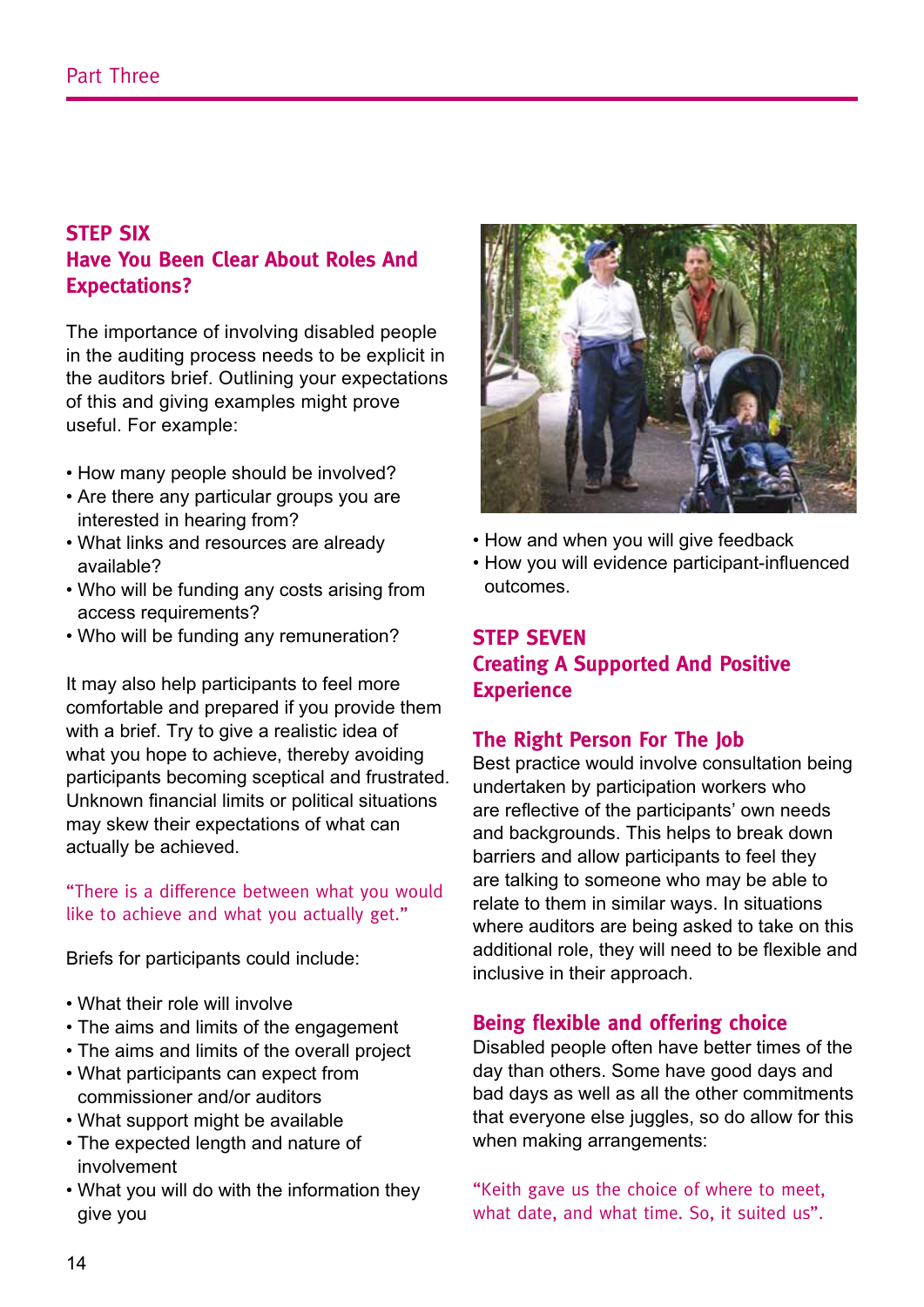## STEP SIX
## Have You Been Clear About Roles And Expectations?

The importance of involving disabled people in the auditing process needs to be explicit in the auditors brief. Outlining your expectations of this and giving examples might prove useful. For example:

- How many people should be involved?
- Are there any particular groups you are interested in hearing from?
- What links and resources are already available?
- Who will be funding any costs arising from access requirements?
- Who will be funding any remuneration?

It may also help participants to feel more comfortable and prepared if you provide them with a brief. Try to give a realistic idea of what you hope to achieve, thereby avoiding participants becoming sceptical and frustrated. Unknown financial limits or political situations may skew their expectations of what can actually be achieved.

"There is a difference between what you would like to achieve and what you actually get."

Briefs for participants could include:

- What their role will involve
- The aims and limits of the engagement
- The aims and limits of the overall project
- What participants can expect from commissioner and/or auditors
- What support might be available
- The expected length and nature of involvement
- What you will do with the information they give you
- How and when you will give feedback
- How you will evidence participant-influenced outcomes.

## STEP SEVEN
## Creating A Supported And Positive Experience

### The Right Person For The Job

Best practice would involve consultation being undertaken by participation workers who are reflective of the participants' own needs and backgrounds. This helps to break down barriers and allow participants to feel they are talking to someone who may be able to relate to them in similar ways. In situations where auditors are being asked to take on this additional role, they will need to be flexible and inclusive in their approach.

### Being flexible and offering choice

Disabled people often have better times of the day than others. Some have good days and bad days as well as all the other commitments that everyone else juggles, so do allow for this when making arrangements:

"Keith gave us the choice of where to meet, what date, and what time. So, it suited us".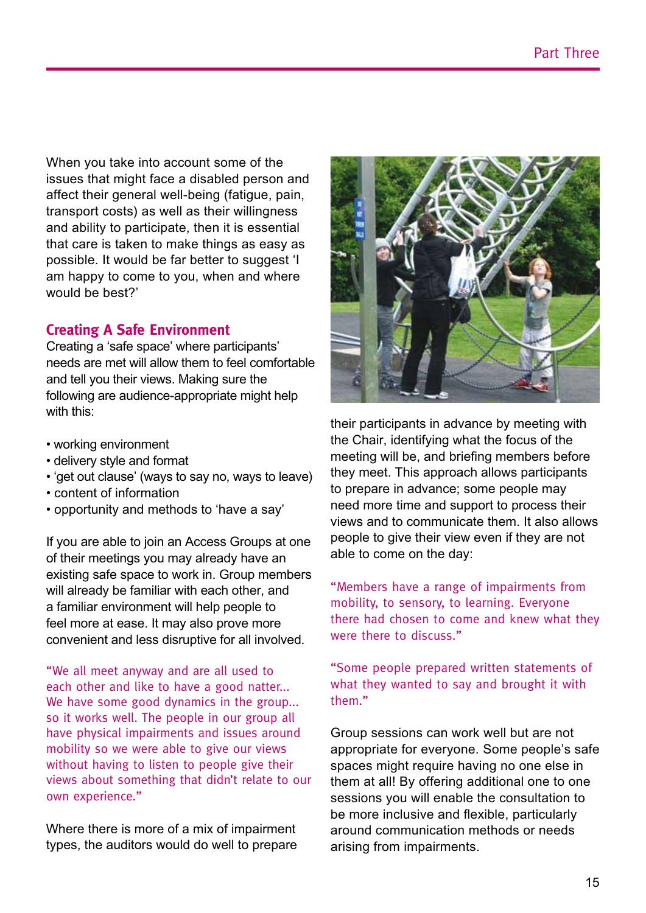When you take into account some of the issues that might face a disabled person and affect their general well-being (fatigue, pain, transport costs) as well as their willingness and ability to participate, then it is essential that care is taken to make things as easy as possible. It would be far better to suggest 'I am happy to come to you, when and where would be best?'

## Creating A Safe Environment

Creating a 'safe space' where participants' needs are met will allow them to feel comfortable and tell you their views. Making sure the following are audience-appropriate might help with this:

- working environment
- delivery style and format
- 'get out clause' (ways to say no, ways to leave)
- content of information
- opportunity and methods to 'have a say'

If you are able to join an Access Groups at one of their meetings you may already have an existing safe space to work in. Group members will already be familiar with each other, and a familiar environment will help people to feel more at ease. It may also prove more convenient and less disruptive for all involved.

"We all meet anyway and are all used to each other and like to have a good natter... We have some good dynamics in the group... so it works well. The people in our group all have physical impairments and issues around mobility so we were able to give our views without having to listen to people give their views about something that didn't relate to our own experience."

Where there is more of a mix of impairment types, the auditors would do well to prepare their participants in advance by meeting with the Chair, identifying what the focus of the meeting will be, and briefing members before they meet. This approach allows participants to prepare in advance; some people may need more time and support to process their views and to communicate them. It also allows people to give their view even if they are not able to come on the day:

"Members have a range of impairments from mobility, to sensory, to learning. Everyone there had chosen to come and knew what they were there to discuss."

"Some people prepared written statements of what they wanted to say and brought it with them."

Group sessions can work well but are not appropriate for everyone. Some people's safe spaces might require having no one else in them at all! By offering additional one to one sessions you will enable the consultation to be more inclusive and flexible, particularly around communication methods or needs arising from impairments.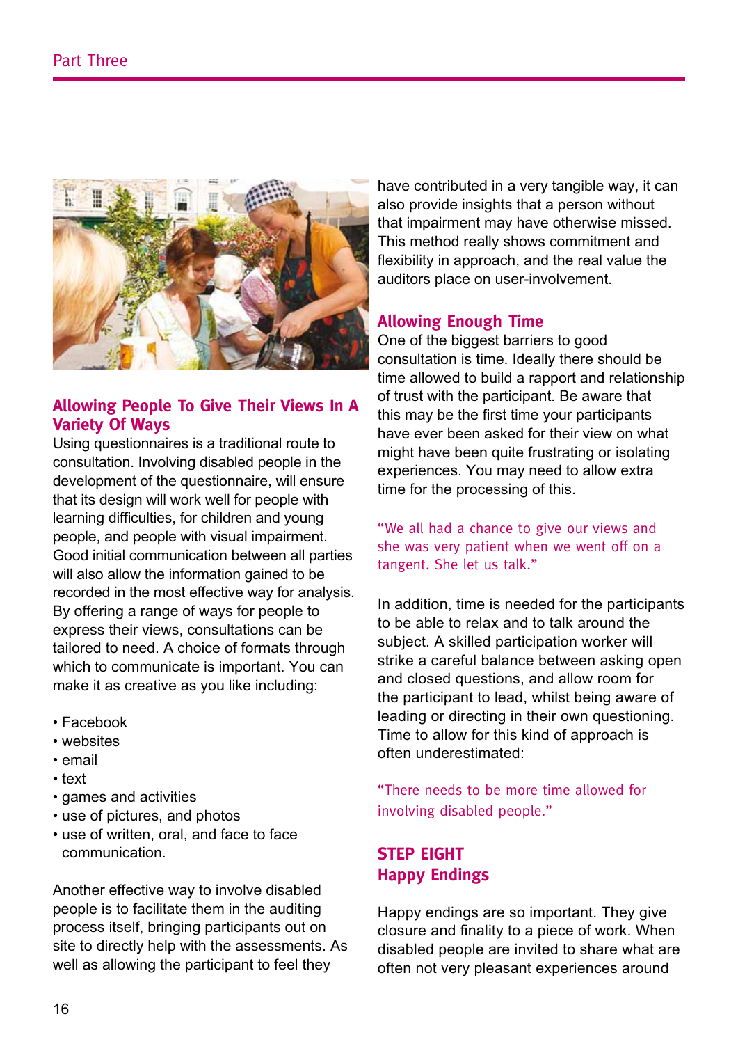## Allowing People To Give Their Views In A Variety Of Ways

Using questionnaires is a traditional route to consultation. Involving disabled people in the development of the questionnaire, will ensure that its design will work well for people with learning difficulties, for children and young people, and people with visual impairment. Good initial communication between all parties will also allow the information gained to be recorded in the most effective way for analysis. By offering a range of ways for people to express their views, consultations can be tailored to need. A choice of formats through which to communicate is important. You can make it as creative as you like including:

- Facebook
- websites
- email
- text
- games and activities
- use of pictures, and photos
- use of written, oral, and face to face communication.

Another effective way to involve disabled people is to facilitate them in the auditing process itself, bringing participants out on site to directly help with the assessments. As well as allowing the participant to feel they have contributed in a very tangible way, it can also provide insights that a person without that impairment may have otherwise missed. This method really shows commitment and flexibility in approach, and the real value the auditors place on user-involvement.

## Allowing Enough Time

One of the biggest barriers to good consultation is time. Ideally there should be time allowed to build a rapport and relationship of trust with the participant. Be aware that this may be the first time your participants have ever been asked for their view on what might have been quite frustrating or isolating experiences. You may need to allow extra time for the processing of this.

"We all had a chance to give our views and she was very patient when we went off on a tangent. She let us talk."

In addition, time is needed for the participants to be able to relax and to talk around the subject. A skilled participation worker will strike a careful balance between asking open and closed questions, and allow room for the participant to lead, whilst being aware of leading or directing in their own questioning. Time to allow for this kind of approach is often underestimated:

"There needs to be more time allowed for involving disabled people."

## STEP EIGHT
## Happy Endings

Happy endings are so important. They give closure and finality to a piece of work. When disabled people are invited to share what are often not very pleasant experiences around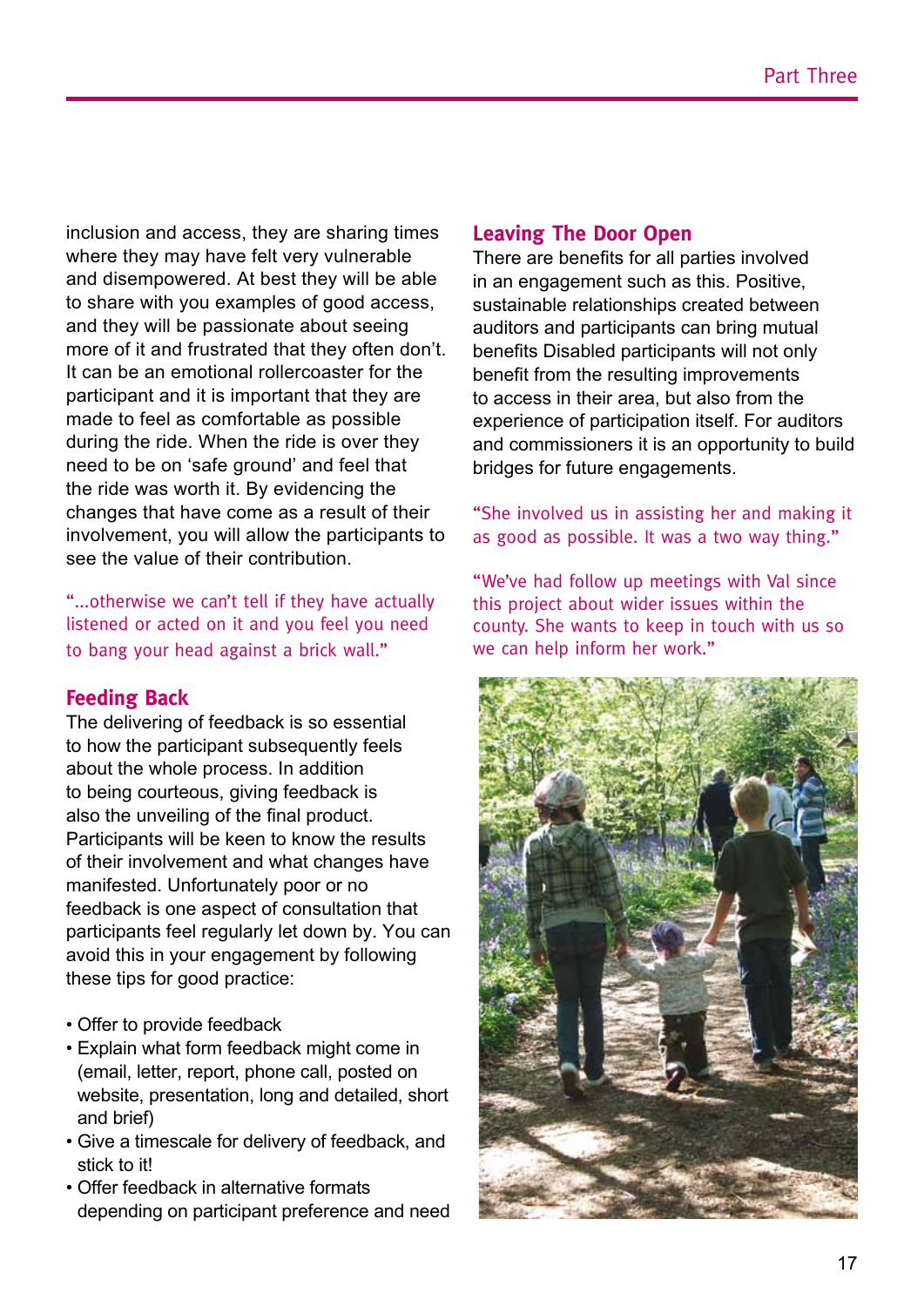inclusion and access, they are sharing times where they may have felt very vulnerable and disempowered. At best they will be able to share with you examples of good access, and they will be passionate about seeing more of it and frustrated that they often don't. It can be an emotional rollercoaster for the participant and it is important that they are made to feel as comfortable as possible during the ride. When the ride is over they need to be on 'safe ground' and feel that the ride was worth it. By evidencing the changes that have come as a result of their involvement, you will allow the participants to see the value of their contribution.

"...otherwise we can't tell if they have actually listened or acted on it and you feel you need to bang your head against a brick wall."

## Feeding Back

The delivering of feedback is so essential to how the participant subsequently feels about the whole process. In addition to being courteous, giving feedback is also the unveiling of the final product. Participants will be keen to know the results of their involvement and what changes have manifested. Unfortunately poor or no feedback is one aspect of consultation that participants feel regularly let down by. You can avoid this in your engagement by following these tips for good practice:

- Offer to provide feedback
- Explain what form feedback might come in (email, letter, report, phone call, posted on website, presentation, long and detailed, short and brief)
- Give a timescale for delivery of feedback, and stick to it!
- Offer feedback in alternative formats depending on participant preference and need

## Leaving The Door Open

There are benefits for all parties involved in an engagement such as this. Positive, sustainable relationships created between auditors and participants can bring mutual benefits Disabled participants will not only benefit from the resulting improvements to access in their area, but also from the experience of participation itself. For auditors and commissioners it is an opportunity to build bridges for future engagements.

"She involved us in assisting her and making it as good as possible. It was a two way thing."

"We've had follow up meetings with Val since this project about wider issues within the county. She wants to keep in touch with us so we can help inform her work."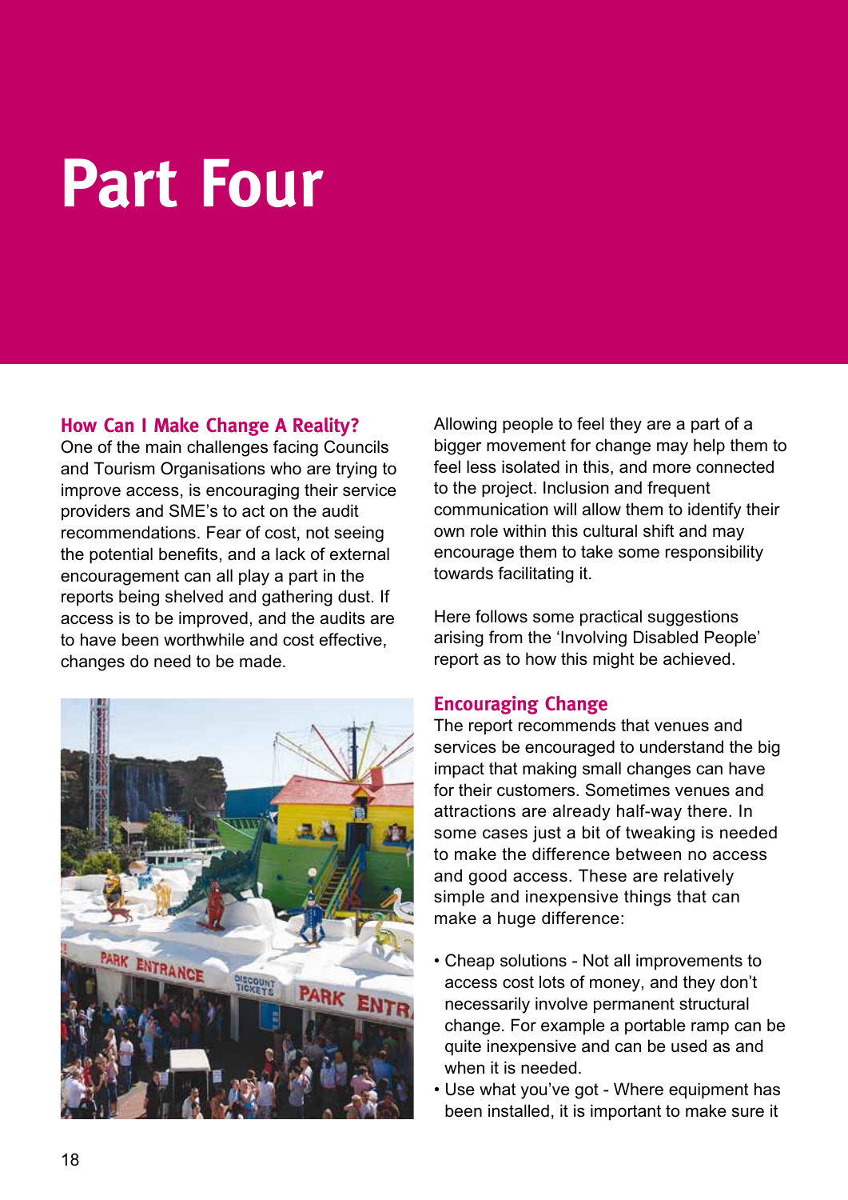# Part Four

## How Can I Make Change A Reality?

One of the main challenges facing Councils and Tourism Organisations who are trying to improve access, is encouraging their service providers and SME's to act on the audit recommendations. Fear of cost, not seeing the potential benefits, and a lack of external encouragement can all play a part in the reports being shelved and gathering dust. If access is to be improved, and the audits are to have been worthwhile and cost effective, changes do need to be made.

Allowing people to feel they are a part of a bigger movement for change may help them to feel less isolated in this, and more connected to the project. Inclusion and frequent communication will allow them to identify their own role within this cultural shift and may encourage them to take some responsibility towards facilitating it.

Here follows some practical suggestions arising from the 'Involving Disabled People' report as to how this might be achieved.

## Encouraging Change

The report recommends that venues and services be encouraged to understand the big impact that making small changes can have for their customers. Sometimes venues and attractions are already half-way there. In some cases just a bit of tweaking is needed to make the difference between no access and good access. These are relatively simple and inexpensive things that can make a huge difference:

- Cheap solutions - Not all improvements to access cost lots of money, and they don't necessarily involve permanent structural change. For example a portable ramp can be quite inexpensive and can be used as and when it is needed.
- Use what you've got - Where equipment has been installed, it is important to make sure it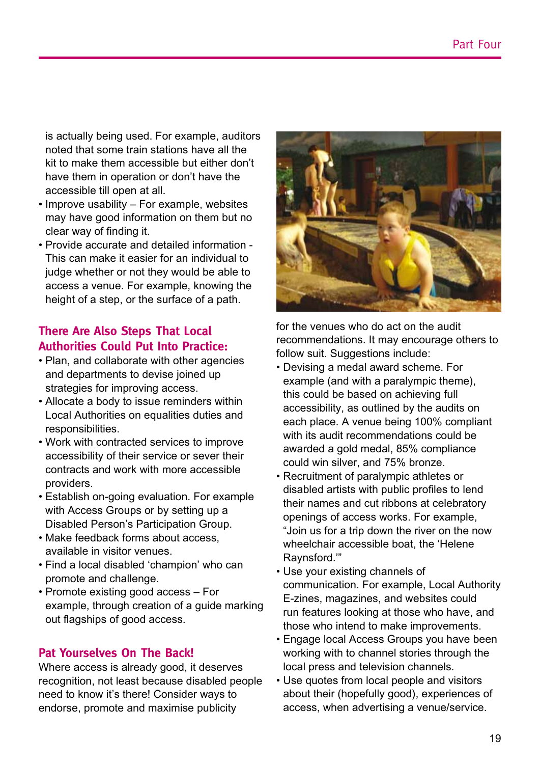is actually being used. For example, auditors noted that some train stations have all the kit to make them accessible but either don't have them in operation or don't have the accessible till open at all.

- Improve usability – For example, websites may have good information on them but no clear way of finding it.
- Provide accurate and detailed information - This can make it easier for an individual to judge whether or not they would be able to access a venue. For example, knowing the height of a step, or the surface of a path.

### There Are Also Steps That Local Authorities Could Put Into Practice:

- Plan, and collaborate with other agencies and departments to devise joined up strategies for improving access.
- Allocate a body to issue reminders within Local Authorities on equalities duties and responsibilities.
- Work with contracted services to improve accessibility of their service or sever their contracts and work with more accessible providers.
- Establish on-going evaluation. For example with Access Groups or by setting up a Disabled Person's Participation Group.
- Make feedback forms about access, available in visitor venues.
- Find a local disabled 'champion' who can promote and challenge.
- Promote existing good access – For example, through creation of a guide marking out flagships of good access.

### Pat Yourselves On The Back!

Where access is already good, it deserves recognition, not least because disabled people need to know it's there! Consider ways to endorse, promote and maximise publicity for the venues who do act on the audit recommendations. It may encourage others to follow suit. Suggestions include:

- Devising a medal award scheme. For example (and with a paralympic theme), this could be based on achieving full accessibility, as outlined by the audits on each place. A venue being 100% compliant with its audit recommendations could be awarded a gold medal, 85% compliance could win silver, and 75% bronze.
- Recruitment of paralympic athletes or disabled artists with public profiles to lend their names and cut ribbons at celebratory openings of access works. For example, "Join us for a trip down the river on the now wheelchair accessible boat, the 'Helene Raynsford.'"
- Use your existing channels of communication. For example, Local Authority E-zines, magazines, and websites could run features looking at those who have, and those who intend to make improvements.
- Engage local Access Groups you have been working with to channel stories through the local press and television channels.
- Use quotes from local people and visitors about their (hopefully good), experiences of access, when advertising a venue/service.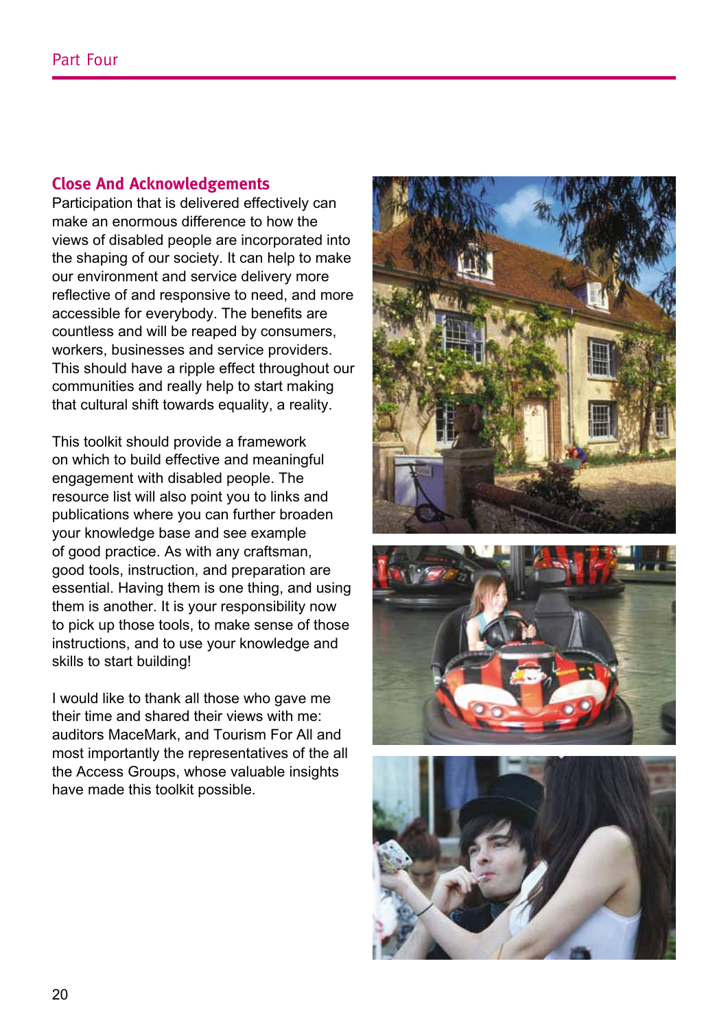## Close And Acknowledgements

Participation that is delivered effectively can make an enormous difference to how the views of disabled people are incorporated into the shaping of our society. It can help to make our environment and service delivery more reflective of and responsive to need, and more accessible for everybody. The benefits are countless and will be reaped by consumers, workers, businesses and service providers. This should have a ripple effect throughout our communities and really help to start making that cultural shift towards equality, a reality.

This toolkit should provide a framework on which to build effective and meaningful engagement with disabled people. The resource list will also point you to links and publications where you can further broaden your knowledge base and see example of good practice. As with any craftsman, good tools, instruction, and preparation are essential. Having them is one thing, and using them is another. It is your responsibility now to pick up those tools, to make sense of those instructions, and to use your knowledge and skills to start building!

I would like to thank all those who gave me their time and shared their views with me: auditors MaceMark, and Tourism For All and most importantly the representatives of the all the Access Groups, whose valuable insights have made this toolkit possible.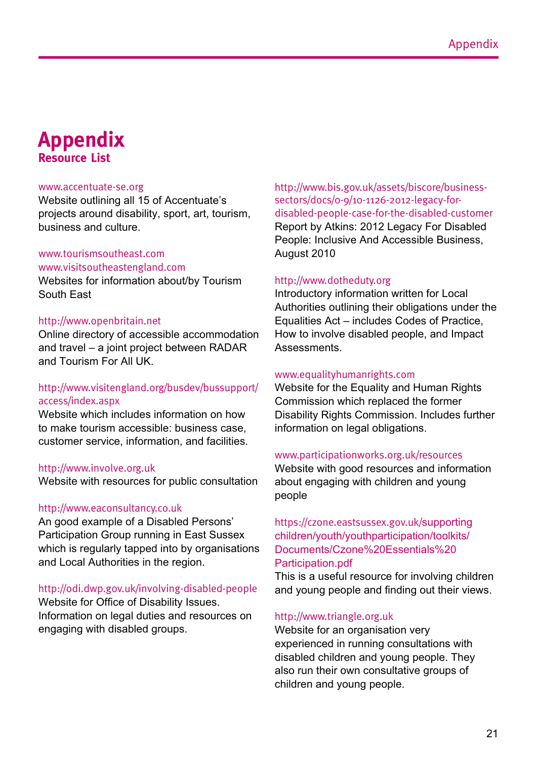# Appendix

## Resource List

www.accentuate-se.org
Website outlining all 15 of Accentuate's projects around disability, sport, art, tourism, business and culture.

www.tourismsoutheast.com
www.visitsoutheastengland.com
Websites for information about/by Tourism South East

http://www.openbritain.net
Online directory of accessible accommodation and travel – a joint project between RADAR and Tourism For All UK.

http://www.visitengland.org/busdev/bussupport/access/index.aspx
Website which includes information on how to make tourism accessible: business case, customer service, information, and facilities.

http://www.involve.org.uk
Website with resources for public consultation

http://www.eaconsultancy.co.uk
An good example of a Disabled Persons' Participation Group running in East Sussex which is regularly tapped into by organisations and Local Authorities in the region.

http://odi.dwp.gov.uk/involving-disabled-people
Website for Office of Disability Issues. Information on legal duties and resources on engaging with disabled groups.

http://www.bis.gov.uk/assets/biscore/business-sectors/docs/0-9/10-1126-2012-legacy-for-disabled-people-case-for-the-disabled-customer
Report by Atkins: 2012 Legacy For Disabled People: Inclusive And Accessible Business, August 2010

http://www.dotheduty.org
Introductory information written for Local Authorities outlining their obligations under the Equalities Act – includes Codes of Practice, How to involve disabled people, and Impact Assessments.

www.equalityhumanrights.com
Website for the Equality and Human Rights Commission which replaced the former Disability Rights Commission. Includes further information on legal obligations.

www.participationworks.org.uk/resources
Website with good resources and information about engaging with children and young people

https://czone.eastsussex.gov.uk/supporting children/youth/youthparticipation/toolkits/Documents/Czone%20Essentials%20Participation.pdf
This is a useful resource for involving children and young people and finding out their views.

http://www.triangle.org.uk
Website for an organisation very experienced in running consultations with disabled children and young people. They also run their own consultative groups of children and young people.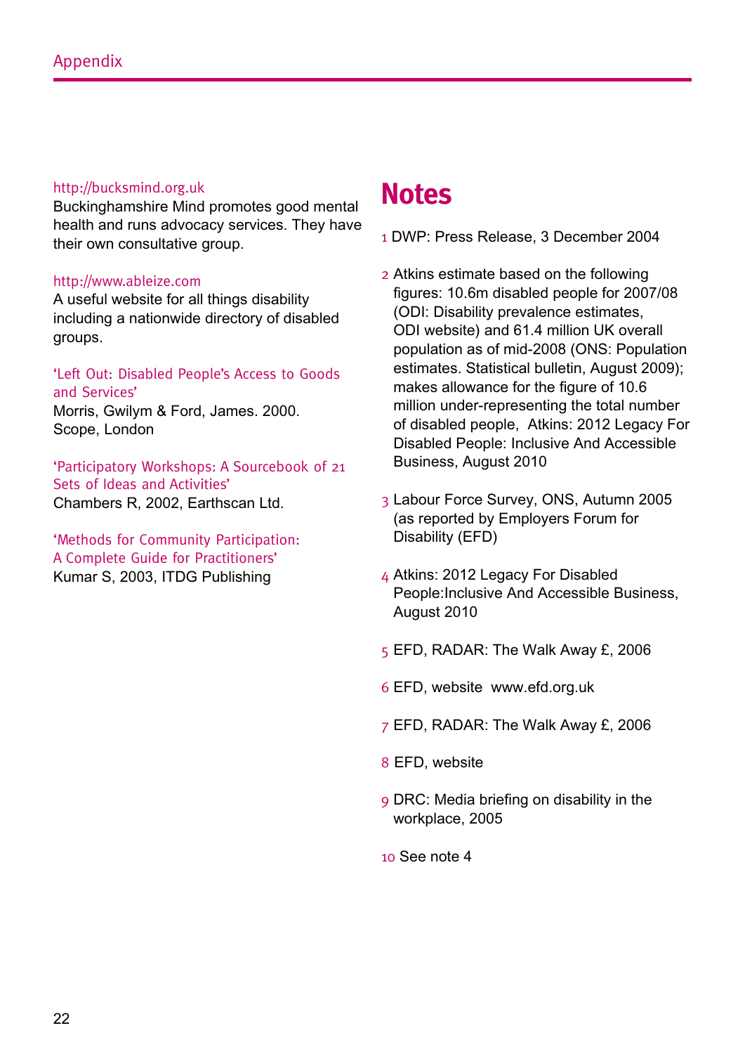http://bucksmind.org.uk
Buckinghamshire Mind promotes good mental health and runs advocacy services. They have their own consultative group.

http://www.ableize.com
A useful website for all things disability including a nationwide directory of disabled groups.

'Left Out: Disabled People's Access to Goods and Services'
Morris, Gwilym & Ford, James. 2000. Scope, London

'Participatory Workshops: A Sourcebook of 21 Sets of Ideas and Activities'
Chambers R, 2002, Earthscan Ltd.

'Methods for Community Participation: A Complete Guide for Practitioners'
Kumar S, 2003, ITDG Publishing

# Notes

1 DWP: Press Release, 3 December 2004

2 Atkins estimate based on the following figures: 10.6m disabled people for 2007/08 (ODI: Disability prevalence estimates, ODI website) and 61.4 million UK overall population as of mid-2008 (ONS: Population estimates. Statistical bulletin, August 2009); makes allowance for the figure of 10.6 million under-representing the total number of disabled people, Atkins: 2012 Legacy For Disabled People: Inclusive And Accessible Business, August 2010

3 Labour Force Survey, ONS, Autumn 2005 (as reported by Employers Forum for Disability (EFD)

4 Atkins: 2012 Legacy For Disabled People:Inclusive And Accessible Business, August 2010

5 EFD, RADAR: The Walk Away £, 2006

6 EFD, website www.efd.org.uk

7 EFD, RADAR: The Walk Away £, 2006

8 EFD, website

9 DRC: Media briefing on disability in the workplace, 2005

10 See note 4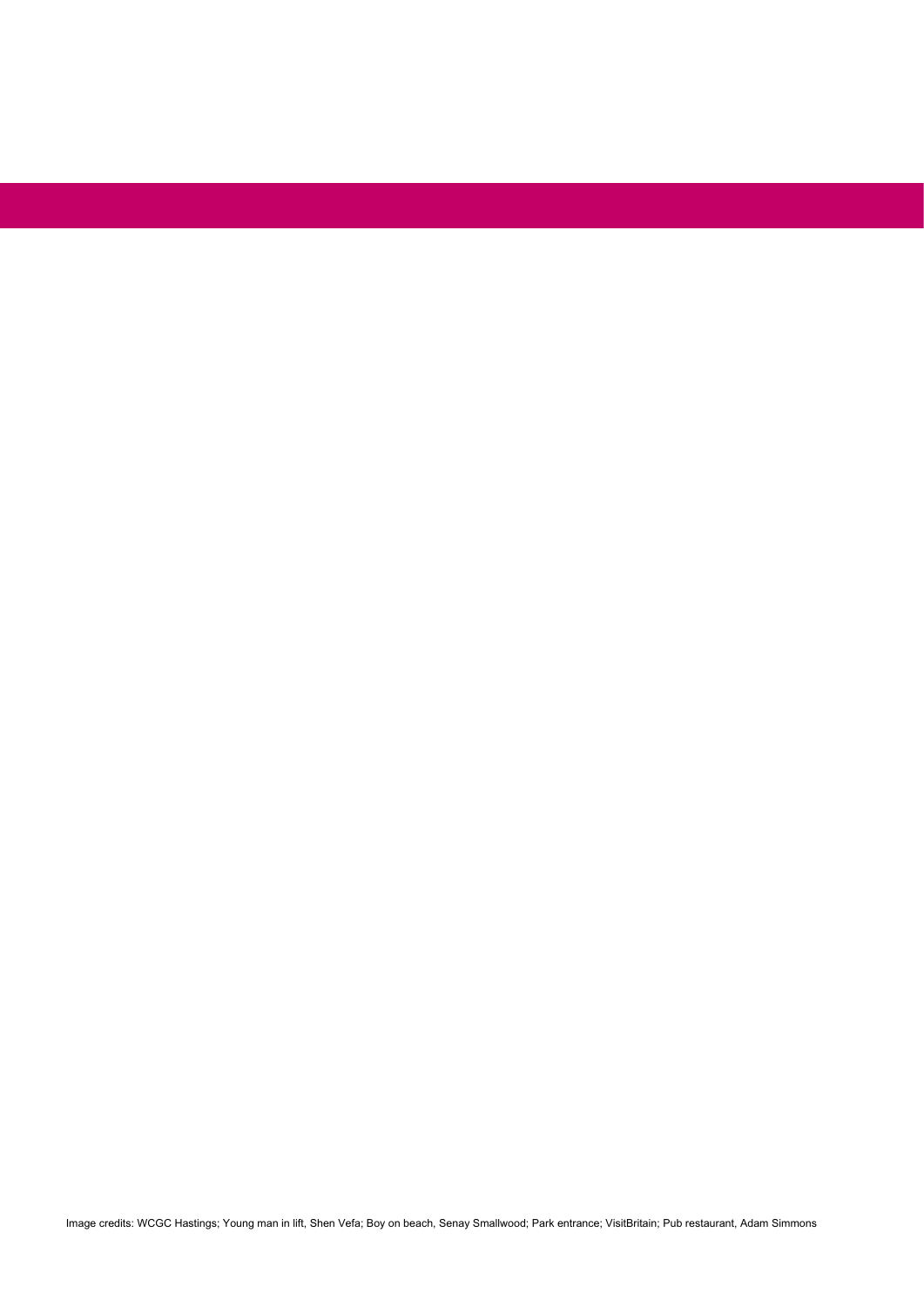Image credits: WCGC Hastings; Young man in lift, Shen Vefa; Boy on beach, Senay Smallwood; Park entrance; VisitBritain; Pub restaurant, Adam Simmons